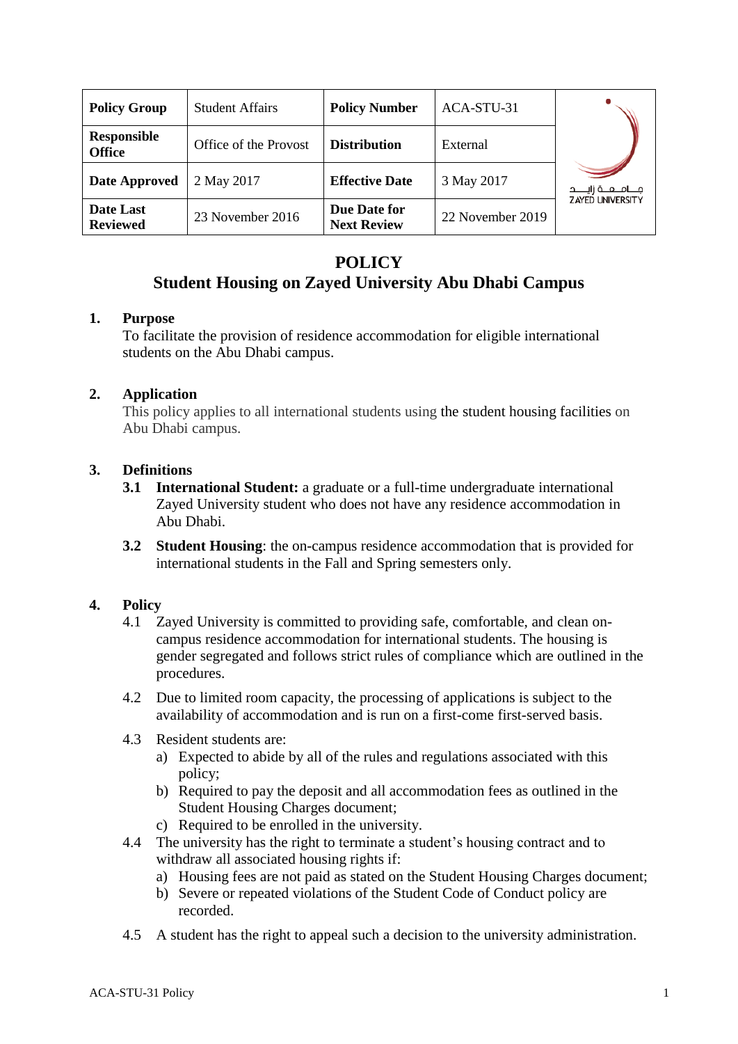| Policy Group | Student Affairs | Policy Number | ACA-STU-31 |
|---|---|---|---|
| Responsible Office | Office of the Provost | Distribution | External |
| Date Approved | 2 May 2017 | Effective Date | 3 May 2017 |
| Date Last Reviewed | 23 November 2016 | Due Date for Next Review | 22 November 2019 |

# POLICY
## Student Housing on Zayed University Abu Dhabi Campus

### 1. Purpose

To facilitate the provision of residence accommodation for eligible international students on the Abu Dhabi campus.

### 2. Application

This policy applies to all international students using the student housing facilities on Abu Dhabi campus.

### 3. Definitions

**3.1 International Student:** a graduate or a full-time undergraduate international Zayed University student who does not have any residence accommodation in Abu Dhabi.

**3.2 Student Housing**: the on-campus residence accommodation that is provided for international students in the Fall and Spring semesters only.

### 4. Policy

4.1 Zayed University is committed to providing safe, comfortable, and clean on-campus residence accommodation for international students. The housing is gender segregated and follows strict rules of compliance which are outlined in the procedures.

4.2 Due to limited room capacity, the processing of applications is subject to the availability of accommodation and is run on a first-come first-served basis.

4.3 Resident students are:

a) Expected to abide by all of the rules and regulations associated with this policy;
b) Required to pay the deposit and all accommodation fees as outlined in the Student Housing Charges document;
c) Required to be enrolled in the university.

4.4 The university has the right to terminate a student's housing contract and to withdraw all associated housing rights if:

a) Housing fees are not paid as stated on the Student Housing Charges document;
b) Severe or repeated violations of the Student Code of Conduct policy are recorded.

4.5 A student has the right to appeal such a decision to the university administration.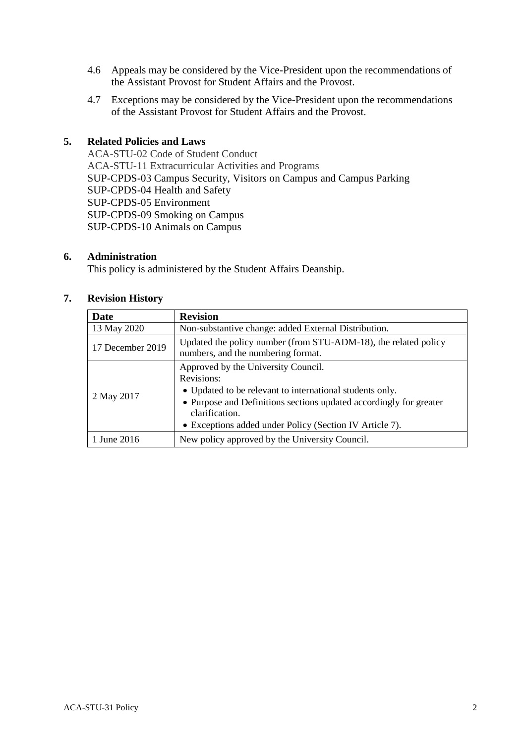4.6 Appeals may be considered by the Vice-President upon the recommendations of the Assistant Provost for Student Affairs and the Provost.

4.7 Exceptions may be considered by the Vice-President upon the recommendations of the Assistant Provost for Student Affairs and the Provost.

## 5. Related Policies and Laws

ACA-STU-02 Code of Student Conduct
ACA-STU-11 Extracurricular Activities and Programs
SUP-CPDS-03 Campus Security, Visitors on Campus and Campus Parking
SUP-CPDS-04 Health and Safety
SUP-CPDS-05 Environment
SUP-CPDS-09 Smoking on Campus
SUP-CPDS-10 Animals on Campus

## 6. Administration

This policy is administered by the Student Affairs Deanship.

## 7. Revision History

| Date | Revision |
|---|---|
| 13 May 2020 | Non-substantive change: added External Distribution. |
| 17 December 2019 | Updated the policy number (from STU-ADM-18), the related policy numbers, and the numbering format. |
| 2 May 2017 | Approved by the University Council.<br>Revisions:<br>• Updated to be relevant to international students only.<br>• Purpose and Definitions sections updated accordingly for greater clarification.<br>• Exceptions added under Policy (Section IV Article 7). |
| 1 June 2016 | New policy approved by the University Council. |